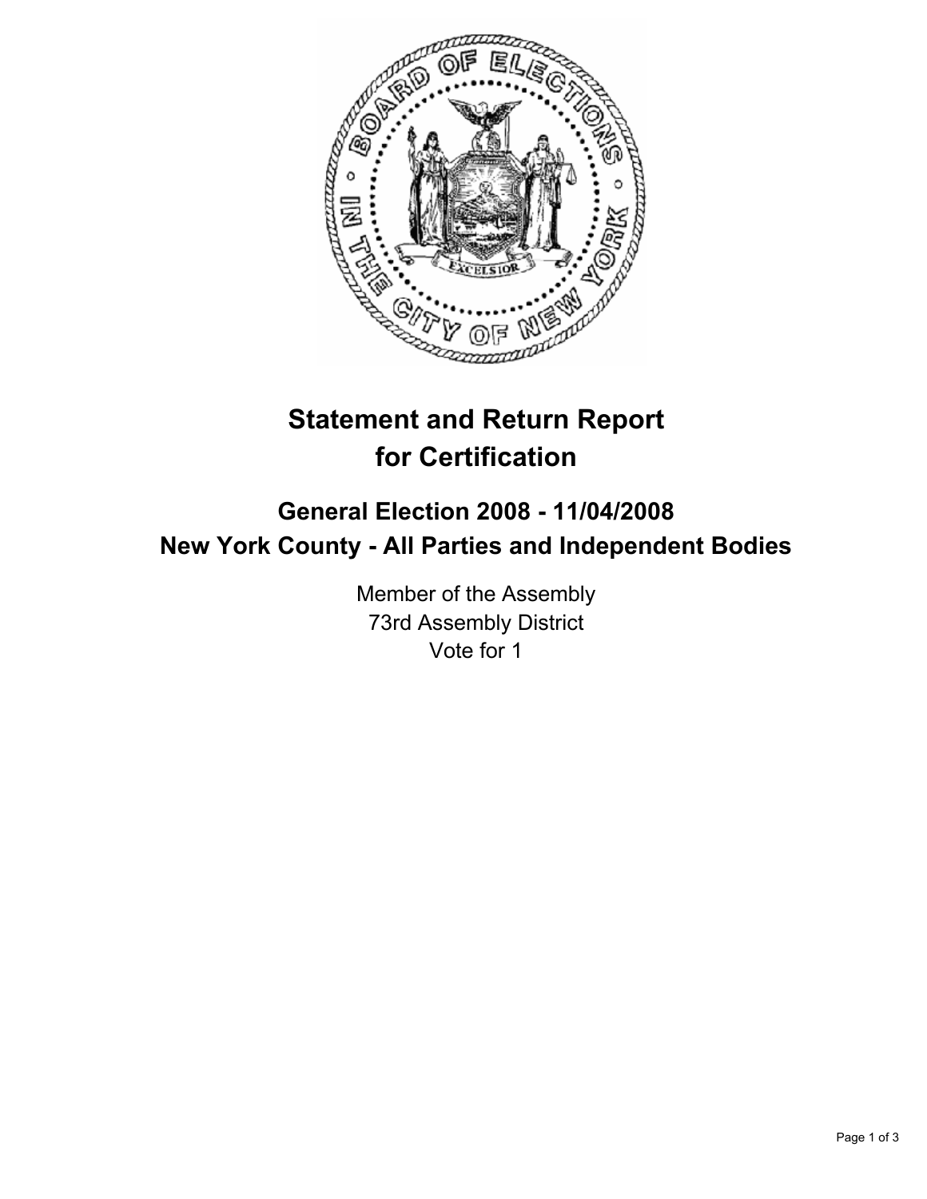# Statement and Return Report for Certification

## General Election 2008 - 11/04/2008
## New York County - All Parties and Independent Bodies

Member of the Assembly
73rd Assembly District
Vote for 1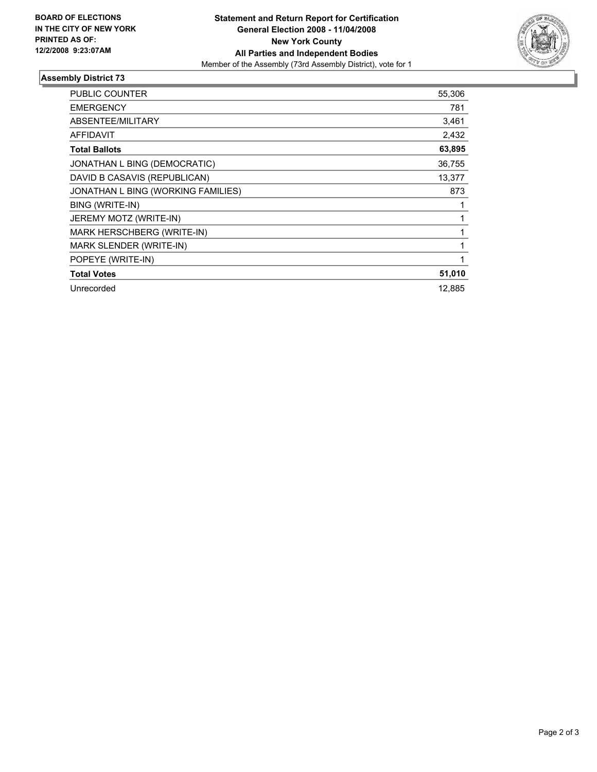**BOARD OF ELECTIONS IN THE CITY OF NEW YORK PRINTED AS OF: 12/2/2008 9:23:07AM**

**Statement and Return Report for Certification**
**General Election 2008 - 11/04/2008**
**New York County**
**All Parties and Independent Bodies**
Member of the Assembly (73rd Assembly District), vote for 1

## Assembly District 73

| | |
|---|---|
| PUBLIC COUNTER | 55,306 |
| EMERGENCY | 781 |
| ABSENTEE/MILITARY | 3,461 |
| AFFIDAVIT | 2,432 |
| **Total Ballots** | **63,895** |
| JONATHAN L BING (DEMOCRATIC) | 36,755 |
| DAVID B CASAVIS (REPUBLICAN) | 13,377 |
| JONATHAN L BING (WORKING FAMILIES) | 873 |
| BING (WRITE-IN) | 1 |
| JEREMY MOTZ (WRITE-IN) | 1 |
| MARK HERSCHBERG (WRITE-IN) | 1 |
| MARK SLENDER (WRITE-IN) | 1 |
| POPEYE (WRITE-IN) | 1 |
| **Total Votes** | **51,010** |
| Unrecorded | 12,885 |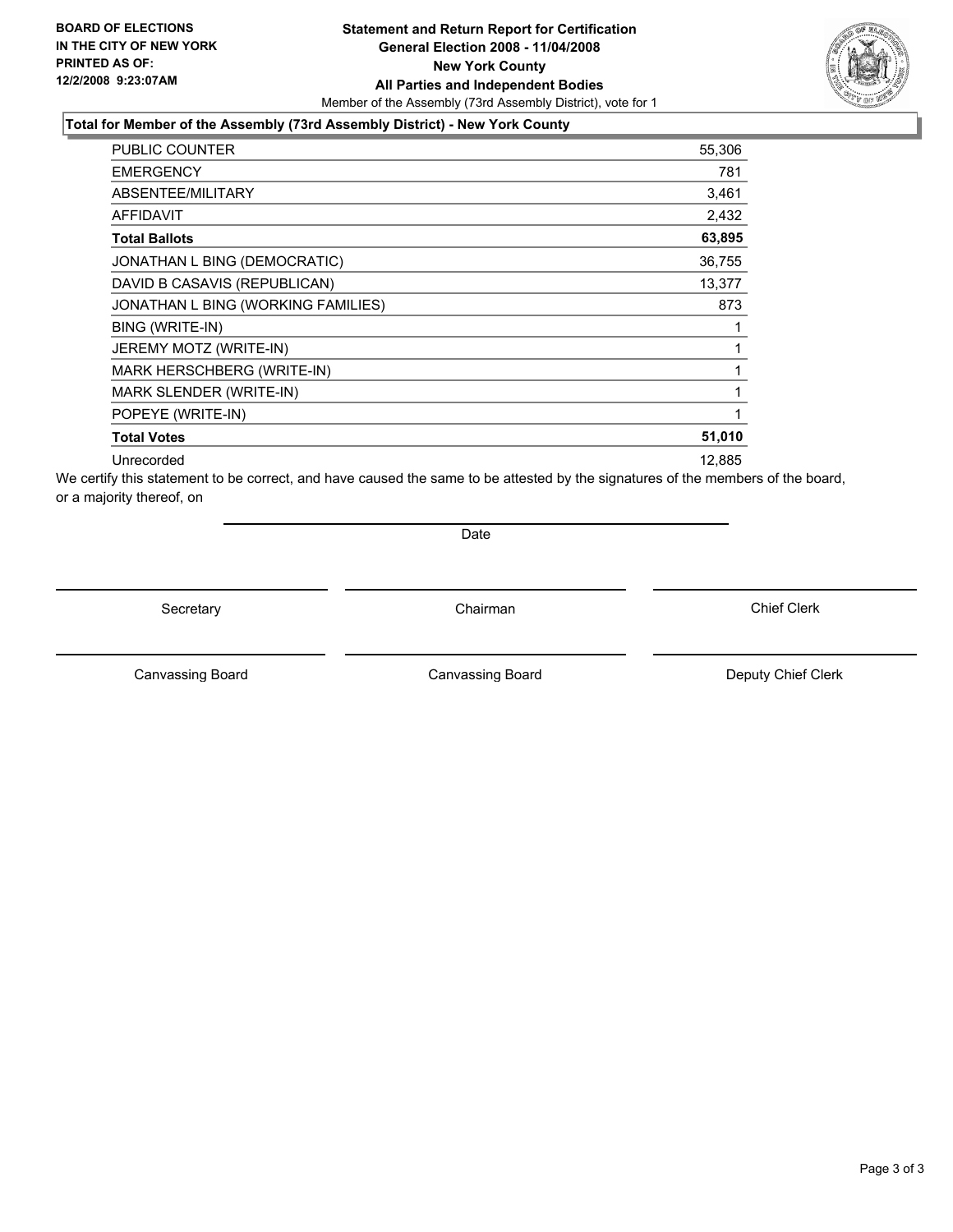**BOARD OF ELECTIONS**
**IN THE CITY OF NEW YORK**
**PRINTED AS OF:**
**12/2/2008 9:23:07AM**

# Statement and Return Report for Certification
## General Election 2008 - 11/04/2008
## New York County
## All Parties and Independent Bodies

Member of the Assembly (73rd Assembly District), vote for 1

### Total for Member of the Assembly (73rd Assembly District) - New York County

| | |
|---|---|
| PUBLIC COUNTER | 55,306 |
| EMERGENCY | 781 |
| ABSENTEE/MILITARY | 3,461 |
| AFFIDAVIT | 2,432 |
| **Total Ballots** | **63,895** |
| JONATHAN L BING (DEMOCRATIC) | 36,755 |
| DAVID B CASAVIS (REPUBLICAN) | 13,377 |
| JONATHAN L BING (WORKING FAMILIES) | 873 |
| BING (WRITE-IN) | 1 |
| JEREMY MOTZ (WRITE-IN) | 1 |
| MARK HERSCHBERG (WRITE-IN) | 1 |
| MARK SLENDER (WRITE-IN) | 1 |
| POPEYE (WRITE-IN) | 1 |
| **Total Votes** | **51,010** |
| Unrecorded | 12,885 |

We certify this statement to be correct, and have caused the same to be attested by the signatures of the members of the board, or a majority thereof, on

Date

Secretary    Chairman    Chief Clerk

Canvassing Board    Canvassing Board    Deputy Chief Clerk